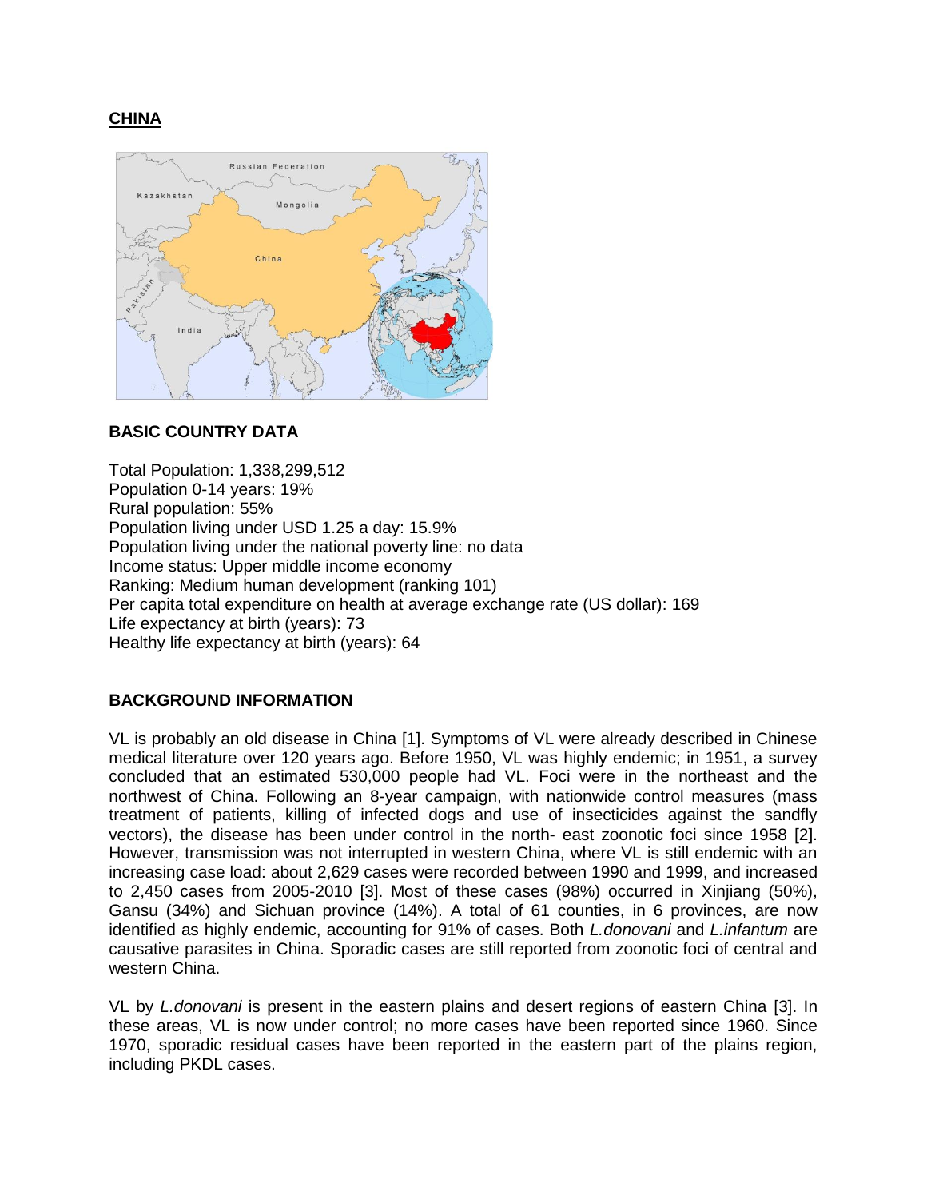## CHINA

### BASIC COUNTRY DATA

Total Population: 1,338,299,512
Population 0-14 years: 19%
Rural population: 55%
Population living under USD 1.25 a day: 15.9%
Population living under the national poverty line: no data
Income status: Upper middle income economy
Ranking: Medium human development (ranking 101)
Per capita total expenditure on health at average exchange rate (US dollar): 169
Life expectancy at birth (years): 73
Healthy life expectancy at birth (years): 64

### BACKGROUND INFORMATION

VL is probably an old disease in China [1]. Symptoms of VL were already described in Chinese medical literature over 120 years ago. Before 1950, VL was highly endemic; in 1951, a survey concluded that an estimated 530,000 people had VL. Foci were in the northeast and the northwest of China. Following an 8-year campaign, with nationwide control measures (mass treatment of patients, killing of infected dogs and use of insecticides against the sandfly vectors), the disease has been under control in the north- east zoonotic foci since 1958 [2]. However, transmission was not interrupted in western China, where VL is still endemic with an increasing case load: about 2,629 cases were recorded between 1990 and 1999, and increased to 2,450 cases from 2005-2010 [3]. Most of these cases (98%) occurred in Xinjiang (50%), Gansu (34%) and Sichuan province (14%). A total of 61 counties, in 6 provinces, are now identified as highly endemic, accounting for 91% of cases. Both *L.donovani* and *L.infantum* are causative parasites in China. Sporadic cases are still reported from zoonotic foci of central and western China.

VL by *L.donovani* is present in the eastern plains and desert regions of eastern China [3]. In these areas, VL is now under control; no more cases have been reported since 1960. Since 1970, sporadic residual cases have been reported in the eastern part of the plains region, including PKDL cases.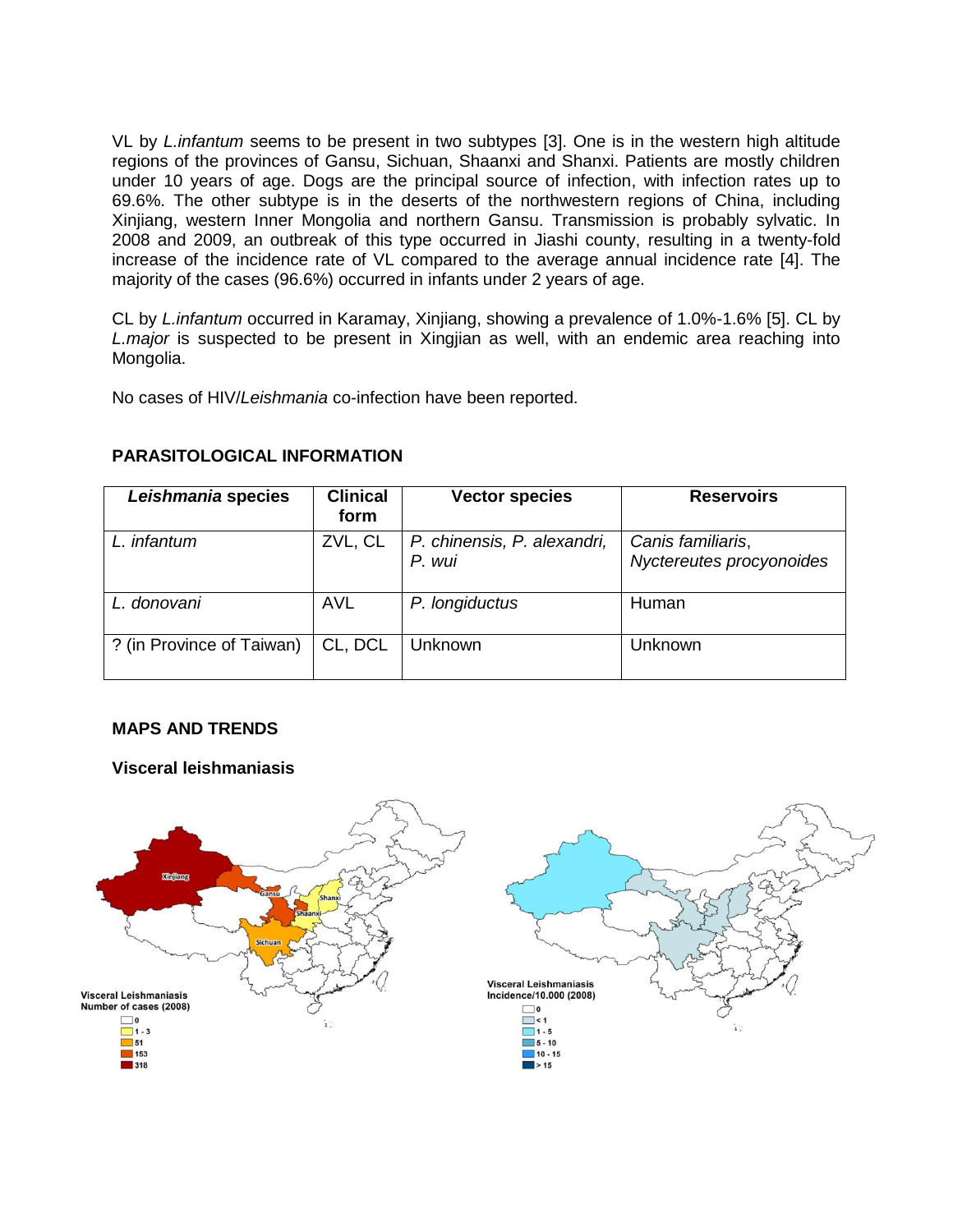VL by *L.infantum* seems to be present in two subtypes [3]. One is in the western high altitude regions of the provinces of Gansu, Sichuan, Shaanxi and Shanxi. Patients are mostly children under 10 years of age. Dogs are the principal source of infection, with infection rates up to 69.6%. The other subtype is in the deserts of the northwestern regions of China, including Xinjiang, western Inner Mongolia and northern Gansu. Transmission is probably sylvatic. In 2008 and 2009, an outbreak of this type occurred in Jiashi county, resulting in a twenty-fold increase of the incidence rate of VL compared to the average annual incidence rate [4]. The majority of the cases (96.6%) occurred in infants under 2 years of age.

CL by *L.infantum* occurred in Karamay, Xinjiang, showing a prevalence of 1.0%-1.6% [5]. CL by *L.major* is suspected to be present in Xingjian as well, with an endemic area reaching into Mongolia.

No cases of HIV/*Leishmania* co-infection have been reported.

## PARASITOLOGICAL INFORMATION

| *Leishmania* species | Clinical form | Vector species | Reservoirs |
|---|---|---|---|
| *L. infantum* | ZVL, CL | *P. chinensis, P. alexandri, P. wui* | *Canis familiaris*, *Nyctereutes procyonoides* |
| *L. donovani* | AVL | *P. longiductus* | Human |
| ? (in Province of Taiwan) | CL, DCL | Unknown | Unknown |

## MAPS AND TRENDS

### Visceral leishmaniasis

Visceral Leishmaniasis Number of cases (2008)

Visceral Leishmaniasis Incidence/10.000 (2008)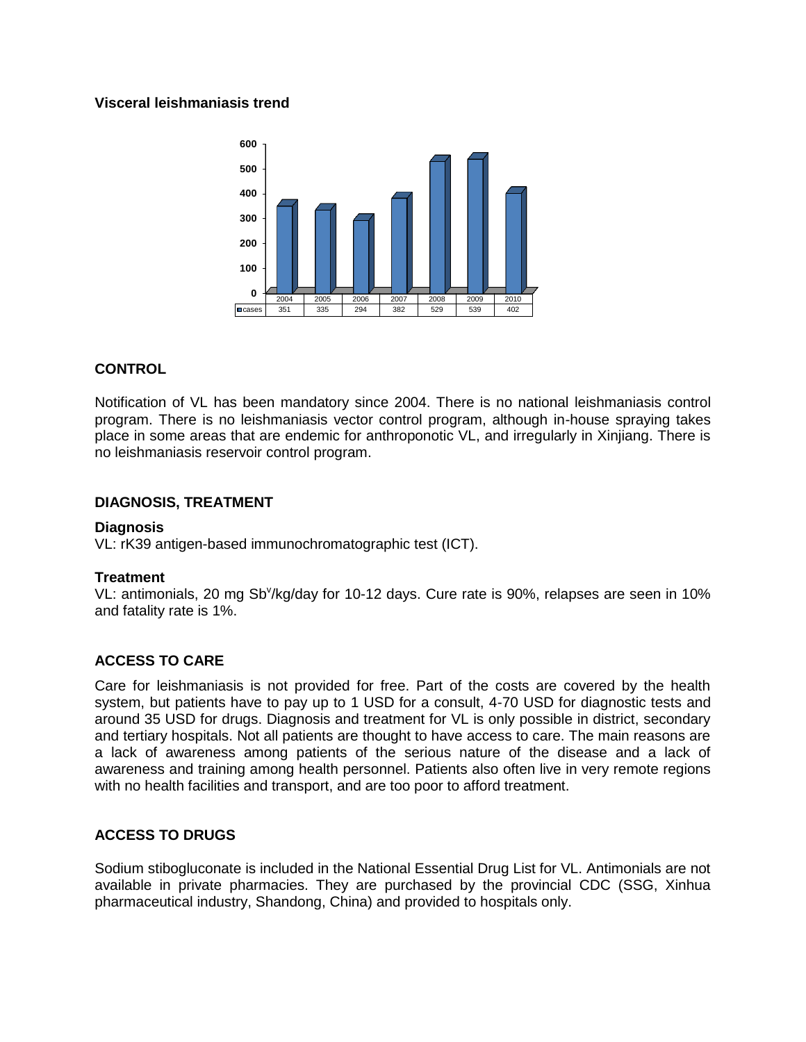**Visceral leishmaniasis trend**

| | 2004 | 2005 | 2006 | 2007 | 2008 | 2009 | 2010 |
|---|---|---|---|---|---|---|---|
| cases | 351 | 335 | 294 | 382 | 529 | 539 | 402 |

## CONTROL

Notification of VL has been mandatory since 2004. There is no national leishmaniasis control program. There is no leishmaniasis vector control program, although in-house spraying takes place in some areas that are endemic for anthroponotic VL, and irregularly in Xinjiang. There is no leishmaniasis reservoir control program.

## DIAGNOSIS, TREATMENT

### Diagnosis

VL: rK39 antigen-based immunochromatographic test (ICT).

### Treatment

VL: antimonials, 20 mg $Sb^v$/kg/day for 10-12 days. Cure rate is 90%, relapses are seen in 10% and fatality rate is 1%.

## ACCESS TO CARE

Care for leishmaniasis is not provided for free. Part of the costs are covered by the health system, but patients have to pay up to 1 USD for a consult, 4-70 USD for diagnostic tests and around 35 USD for drugs. Diagnosis and treatment for VL is only possible in district, secondary and tertiary hospitals. Not all patients are thought to have access to care. The main reasons are a lack of awareness among patients of the serious nature of the disease and a lack of awareness and training among health personnel. Patients also often live in very remote regions with no health facilities and transport, and are too poor to afford treatment.

## ACCESS TO DRUGS

Sodium stibogluconate is included in the National Essential Drug List for VL. Antimonials are not available in private pharmacies. They are purchased by the provincial CDC (SSG, Xinhua pharmaceutical industry, Shandong, China) and provided to hospitals only.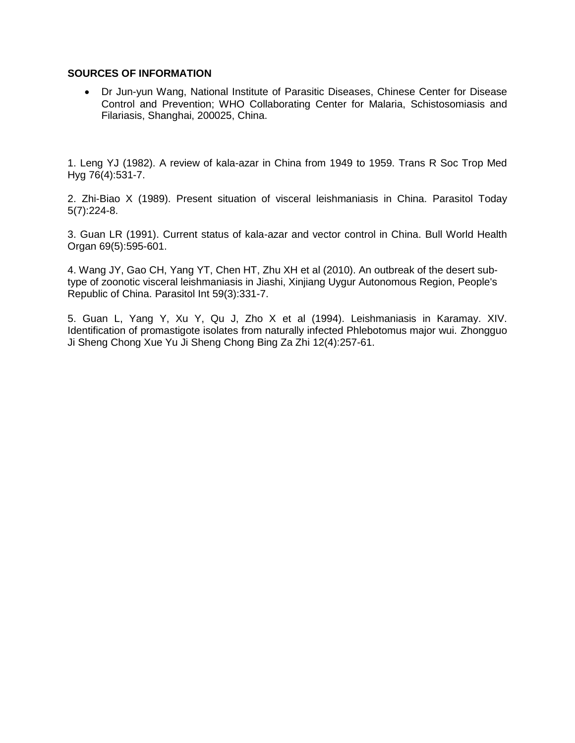**SOURCES OF INFORMATION**

- Dr Jun-yun Wang, National Institute of Parasitic Diseases, Chinese Center for Disease Control and Prevention; WHO Collaborating Center for Malaria, Schistosomiasis and Filariasis, Shanghai, 200025, China.

1. Leng YJ (1982). A review of kala-azar in China from 1949 to 1959. Trans R Soc Trop Med Hyg 76(4):531-7.

2. Zhi-Biao X (1989). Present situation of visceral leishmaniasis in China. Parasitol Today 5(7):224-8.

3. Guan LR (1991). Current status of kala-azar and vector control in China. Bull World Health Organ 69(5):595-601.

4. Wang JY, Gao CH, Yang YT, Chen HT, Zhu XH et al (2010). An outbreak of the desert sub-type of zoonotic visceral leishmaniasis in Jiashi, Xinjiang Uygur Autonomous Region, People's Republic of China. Parasitol Int 59(3):331-7.

5. Guan L, Yang Y, Xu Y, Qu J, Zho X et al (1994). Leishmaniasis in Karamay. XIV. Identification of promastigote isolates from naturally infected Phlebotomus major wui. Zhongguo Ji Sheng Chong Xue Yu Ji Sheng Chong Bing Za Zhi 12(4):257-61.